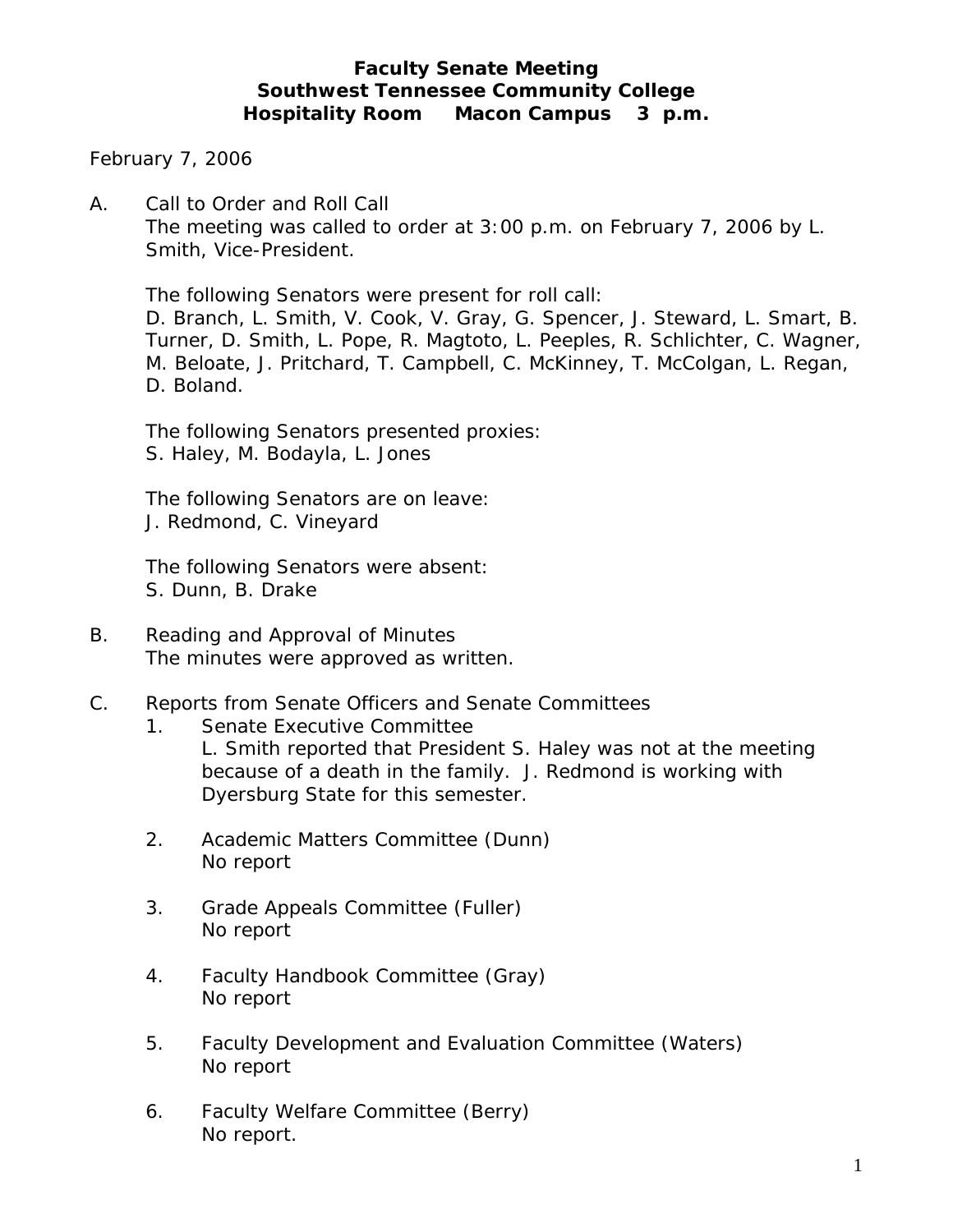# Faculty Senate Meeting
## Southwest Tennessee Community College
## Hospitality Room Macon Campus 3 p.m.

February 7, 2006

A. Call to Order and Roll Call
The meeting was called to order at 3:00 p.m. on February 7, 2006 by L. Smith, Vice-President.

The following Senators were present for roll call:
D. Branch, L. Smith, V. Cook, V. Gray, G. Spencer, J. Steward, L. Smart, B. Turner, D. Smith, L. Pope, R. Magtoto, L. Peeples, R. Schlichter, C. Wagner, M. Beloate, J. Pritchard, T. Campbell, C. McKinney, T. McColgan, L. Regan, D. Boland.

The following Senators presented proxies:
S. Haley, M. Bodayla, L. Jones

The following Senators are on leave:
J. Redmond, C. Vineyard

The following Senators were absent:
S. Dunn, B. Drake

B. Reading and Approval of Minutes
The minutes were approved as written.

C. Reports from Senate Officers and Senate Committees

1. Senate Executive Committee
L. Smith reported that President S. Haley was not at the meeting because of a death in the family. J. Redmond is working with Dyersburg State for this semester.

2. Academic Matters Committee (Dunn)
No report

3. Grade Appeals Committee (Fuller)
No report

4. Faculty Handbook Committee (Gray)
No report

5. Faculty Development and Evaluation Committee (Waters)
No report

6. Faculty Welfare Committee (Berry)
No report.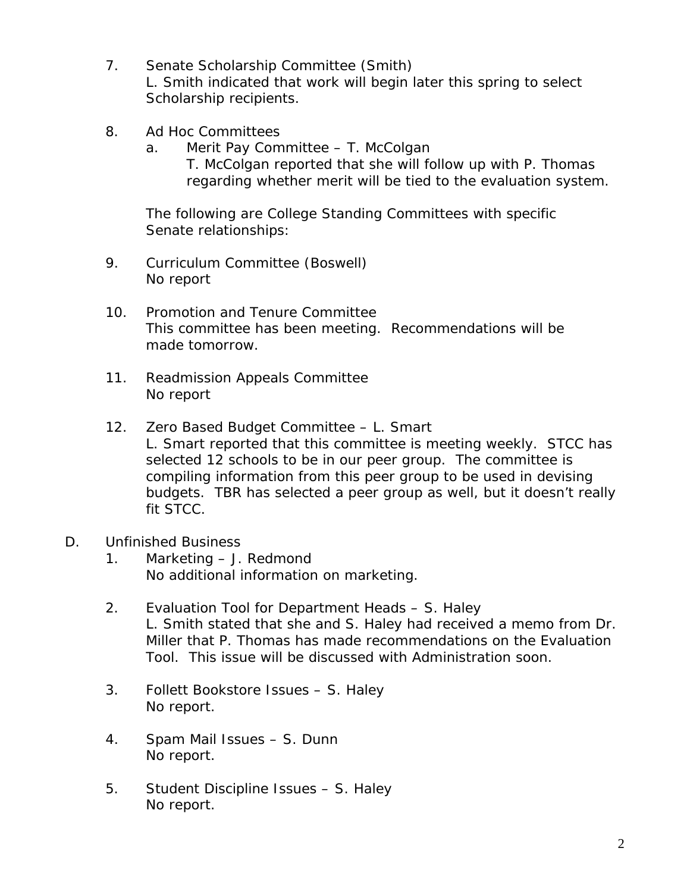7. Senate Scholarship Committee (Smith)
   L. Smith indicated that work will begin later this spring to select Scholarship recipients.

8. Ad Hoc Committees
   a. Merit Pay Committee – T. McColgan
      T. McColgan reported that she will follow up with P. Thomas regarding whether merit will be tied to the evaluation system.

   The following are College Standing Committees with specific Senate relationships:

9. Curriculum Committee (Boswell)
   No report

10. Promotion and Tenure Committee
    This committee has been meeting. Recommendations will be made tomorrow.

11. Readmission Appeals Committee
    No report

12. Zero Based Budget Committee – L. Smart
    L. Smart reported that this committee is meeting weekly. STCC has selected 12 schools to be in our peer group. The committee is compiling information from this peer group to be used in devising budgets. TBR has selected a peer group as well, but it doesn't really fit STCC.

D. Unfinished Business
   1. Marketing – J. Redmond
      No additional information on marketing.

   2. Evaluation Tool for Department Heads – S. Haley
      L. Smith stated that she and S. Haley had received a memo from Dr. Miller that P. Thomas has made recommendations on the Evaluation Tool. This issue will be discussed with Administration soon.

   3. Follett Bookstore Issues – S. Haley
      No report.

   4. Spam Mail Issues – S. Dunn
      No report.

   5. Student Discipline Issues – S. Haley
      No report.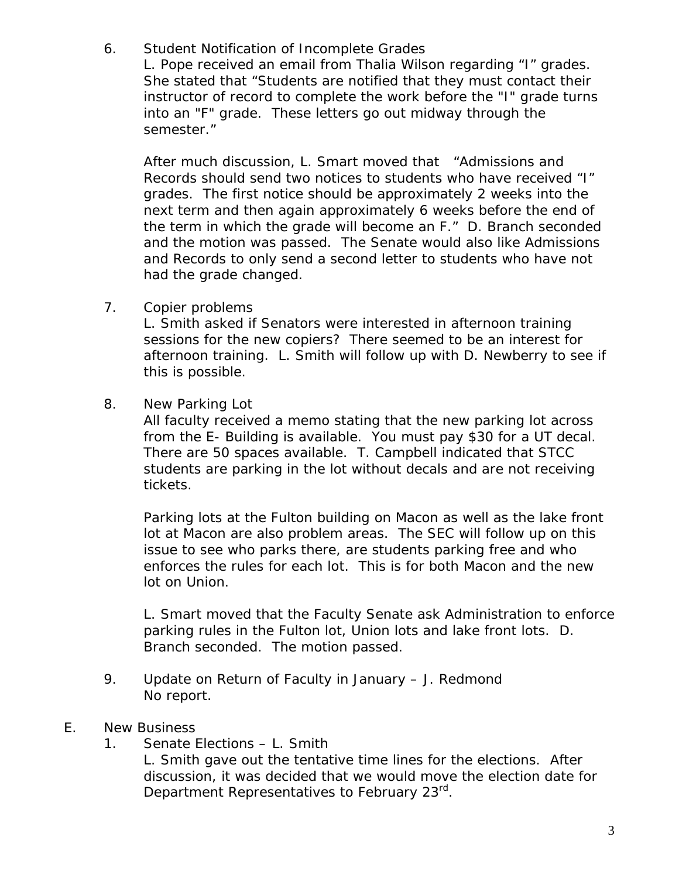6. Student Notification of Incomplete Grades

   L. Pope received an email from Thalia Wilson regarding "I" grades. She stated that "Students are notified that they must contact their instructor of record to complete the work before the "I" grade turns into an "F" grade. These letters go out midway through the semester."

   After much discussion, L. Smart moved that "Admissions and Records should send two notices to students who have received "I" grades. The first notice should be approximately 2 weeks into the next term and then again approximately 6 weeks before the end of the term in which the grade will become an F." D. Branch seconded and the motion was passed. The Senate would also like Admissions and Records to only send a second letter to students who have not had the grade changed.

7. Copier problems

   L. Smith asked if Senators were interested in afternoon training sessions for the new copiers? There seemed to be an interest for afternoon training. L. Smith will follow up with D. Newberry to see if this is possible.

8. New Parking Lot

   All faculty received a memo stating that the new parking lot across from the E- Building is available. You must pay $30 for a UT decal. There are 50 spaces available. T. Campbell indicated that STCC students are parking in the lot without decals and are not receiving tickets.

   Parking lots at the Fulton building on Macon as well as the lake front lot at Macon are also problem areas. The SEC will follow up on this issue to see who parks there, are students parking free and who enforces the rules for each lot. This is for both Macon and the new lot on Union.

   L. Smart moved that the Faculty Senate ask Administration to enforce parking rules in the Fulton lot, Union lots and lake front lots. D. Branch seconded. The motion passed.

9. Update on Return of Faculty in January – J. Redmond

   No report.

E. New Business

1. Senate Elections – L. Smith

   L. Smith gave out the tentative time lines for the elections. After discussion, it was decided that we would move the election date for Department Representatives to February 23rd.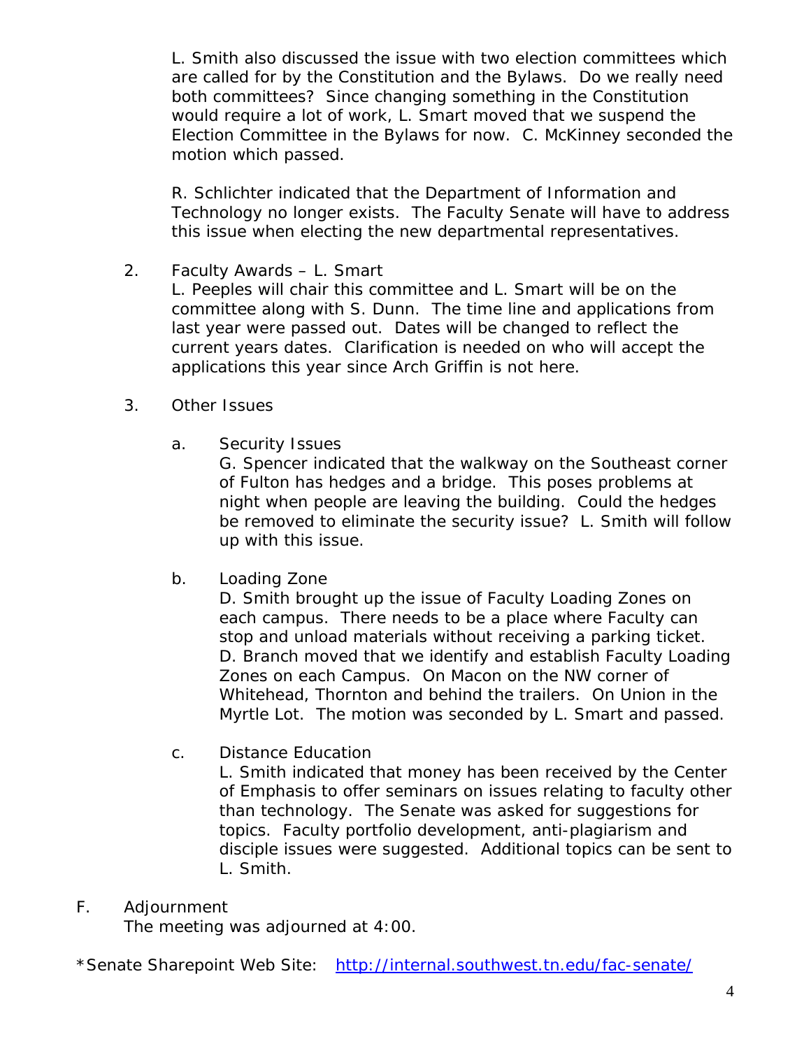L. Smith also discussed the issue with two election committees which are called for by the Constitution and the Bylaws. Do we really need both committees? Since changing something in the Constitution would require a lot of work, L. Smart moved that we suspend the Election Committee in the Bylaws for now. C. McKinney seconded the motion which passed.

R. Schlichter indicated that the Department of Information and Technology no longer exists. The Faculty Senate will have to address this issue when electing the new departmental representatives.

2. Faculty Awards – L. Smart
   L. Peeples will chair this committee and L. Smart will be on the committee along with S. Dunn. The time line and applications from last year were passed out. Dates will be changed to reflect the current years dates. Clarification is needed on who will accept the applications this year since Arch Griffin is not here.

3. Other Issues

   a. Security Issues
      G. Spencer indicated that the walkway on the Southeast corner of Fulton has hedges and a bridge. This poses problems at night when people are leaving the building. Could the hedges be removed to eliminate the security issue? L. Smith will follow up with this issue.

   b. Loading Zone
      D. Smith brought up the issue of Faculty Loading Zones on each campus. There needs to be a place where Faculty can stop and unload materials without receiving a parking ticket. D. Branch moved that we identify and establish Faculty Loading Zones on each Campus. On Macon on the NW corner of Whitehead, Thornton and behind the trailers. On Union in the Myrtle Lot. The motion was seconded by L. Smart and passed.

   c. Distance Education
      L. Smith indicated that money has been received by the Center of Emphasis to offer seminars on issues relating to faculty other than technology. The Senate was asked for suggestions for topics. Faculty portfolio development, anti-plagiarism and disciple issues were suggested. Additional topics can be sent to L. Smith.

F. Adjournment
   The meeting was adjourned at 4:00.

*Senate Sharepoint Web Site: http://internal.southwest.tn.edu/fac-senate/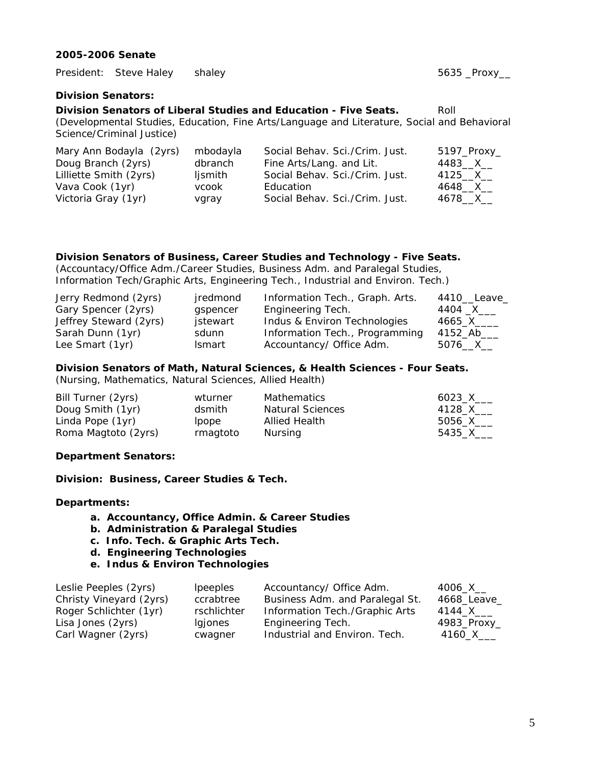**2005-2006 Senate**

President: Steve Haley shaley 5635 _Proxy__

**Division Senators:**

**Division Senators of Liberal Studies and Education - Five Seats.** Roll

(Developmental Studies, Education, Fine Arts/Language and Literature, Social and Behavioral Science/Criminal Justice)

| | | | |
|---|---|---|---|
| Mary Ann Bodayla (2yrs) | mbodayla | Social Behav. Sci./Crim. Just. | 5197_Proxy_ |
| Doug Branch (2yrs) | dbranch | Fine Arts/Lang. and Lit. | 4483__X__ |
| Lilliette Smith (2yrs) | ljsmith | Social Behav. Sci./Crim. Just. | 4125__X__ |
| Vava Cook (1yr) | vcook | Education | 4648__X__ |
| Victoria Gray (1yr) | vgray | Social Behav. Sci./Crim. Just. | 4678__X__ |

**Division Senators of Business, Career Studies and Technology - Five Seats.**

(Accountancy/Office Adm./Career Studies, Business Adm. and Paralegal Studies, Information Tech/Graphic Arts, Engineering Tech., Industrial and Environ. Tech.)

| | | | |
|---|---|---|---|
| Jerry Redmond (2yrs) | jredmond | Information Tech., Graph. Arts. | 4410__Leave_ |
| Gary Spencer (2yrs) | gspencer | Engineering Tech. | 4404 _X___ |
| Jeffrey Steward (2yrs) | jstewart | Indus & Environ Technologies | 4665_X____ |
| Sarah Dunn (1yr) | sdunn | Information Tech., Programming | 4152_Ab___ |
| Lee Smart (1yr) | lsmart | Accountancy/ Office Adm. | 5076__X__ |

**Division Senators of Math, Natural Sciences, & Health Sciences - Four Seats.**

(Nursing, Mathematics, Natural Sciences, Allied Health)

| | | | |
|---|---|---|---|
| Bill Turner (2yrs) | wturner | Mathematics | 6023_X___ |
| Doug Smith (1yr) | dsmith | Natural Sciences | 4128_X___ |
| Linda Pope (1yr) | lpope | Allied Health | 5056_X___ |
| Roma Magtoto (2yrs) | rmagtoto | Nursing | 5435_X___ |

**Department Senators:**

**Division: Business, Career Studies & Tech.**

**Departments:**

a. **Accountancy, Office Admin. & Career Studies**
b. **Administration & Paralegal Studies**
c. **Info. Tech. & Graphic Arts Tech.**
d. **Engineering Technologies**
e. **Indus & Environ Technologies**

| | | | |
|---|---|---|---|
| Leslie Peeples (2yrs) | lpeeples | Accountancy/ Office Adm. | 4006_X__ |
| Christy Vineyard (2yrs) | ccrabtree | Business Adm. and Paralegal St. | 4668_Leave_ |
| Roger Schlichter (1yr) | rschlichter | Information Tech./Graphic Arts | 4144_X___ |
| Lisa Jones (2yrs) | lgjones | Engineering Tech. | 4983_Proxy_ |
| Carl Wagner (2yrs) | cwagner | Industrial and Environ. Tech. | 4160_X___ |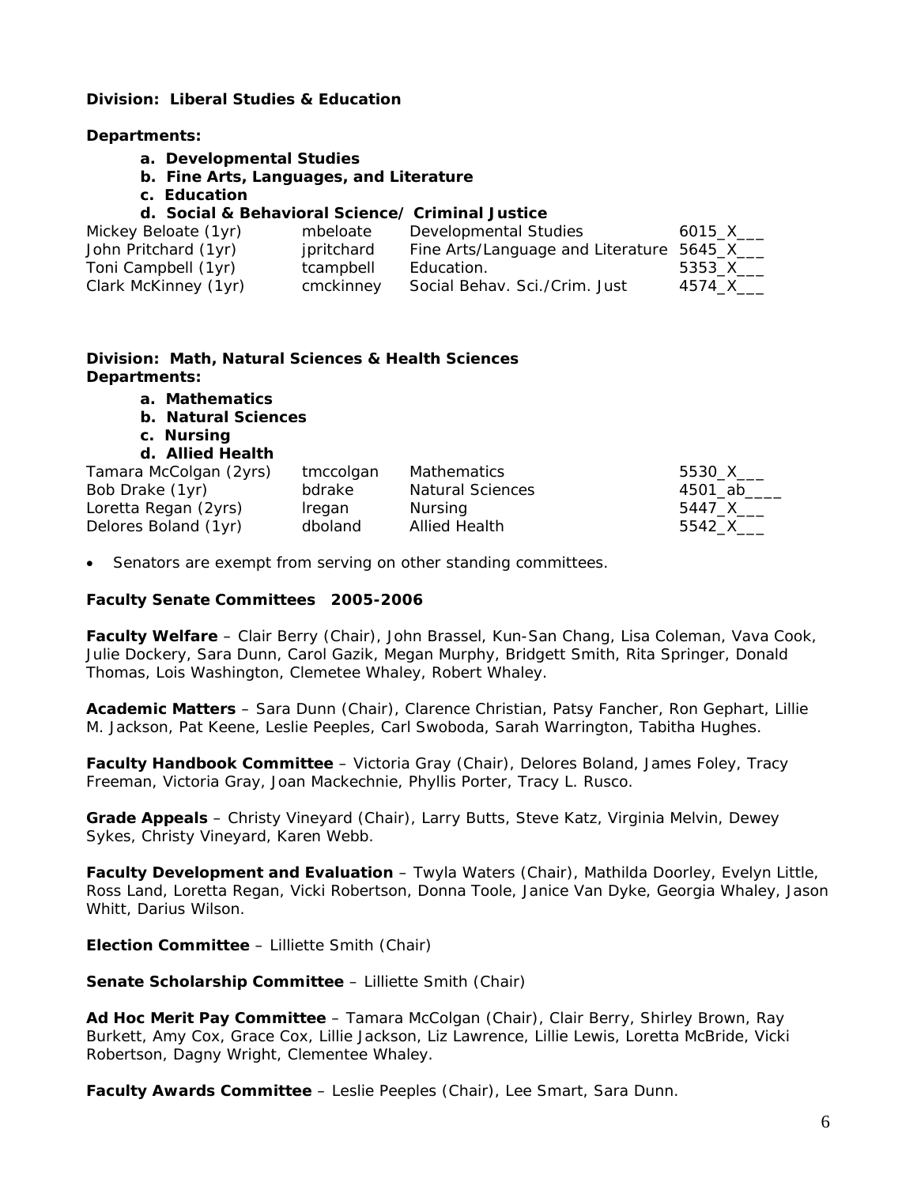**Division: Liberal Studies & Education**

**Departments:**

- **a. Developmental Studies**
- **b. Fine Arts, Languages, and Literature**
- **c. Education**
- **d. Social & Behavioral Science/ Criminal Justice**

| | | | |
|---|---|---|---|
| Mickey Beloate (1yr) | mbeloate | Developmental Studies | 6015_X___ |
| John Pritchard (1yr) | jpritchard | Fine Arts/Language and Literature | 5645_X___ |
| Toni Campbell (1yr) | tcampbell | Education. | 5353_X___ |
| Clark McKinney (1yr) | cmckinney | Social Behav. Sci./Crim. Just | 4574_X___ |

**Division: Math, Natural Sciences & Health Sciences**
**Departments:**

- **a. Mathematics**
- **b. Natural Sciences**
- **c. Nursing**
- **d. Allied Health**

| | | | |
|---|---|---|---|
| Tamara McColgan (2yrs) | tmccolgan | Mathematics | 5530_X___ |
| Bob Drake (1yr) | bdrake | Natural Sciences | 4501_ab____ |
| Loretta Regan (2yrs) | lregan | Nursing | 5447_X___ |
| Delores Boland (1yr) | dboland | Allied Health | 5542_X___ |

- Senators are exempt from serving on other standing committees.

**Faculty Senate Committees 2005-2006**

**Faculty Welfare** – Clair Berry (Chair), John Brassel, Kun-San Chang, Lisa Coleman, Vava Cook, Julie Dockery, Sara Dunn, Carol Gazik, Megan Murphy, Bridgett Smith, Rita Springer, Donald Thomas, Lois Washington, Clemetee Whaley, Robert Whaley.

**Academic Matters** – Sara Dunn (Chair), Clarence Christian, Patsy Fancher, Ron Gephart, Lillie M. Jackson, Pat Keene, Leslie Peeples, Carl Swoboda, Sarah Warrington, Tabitha Hughes.

**Faculty Handbook Committee** – Victoria Gray (Chair), Delores Boland, James Foley, Tracy Freeman, Victoria Gray, Joan Mackechnie, Phyllis Porter, Tracy L. Rusco.

**Grade Appeals** – Christy Vineyard (Chair), Larry Butts, Steve Katz, Virginia Melvin, Dewey Sykes, Christy Vineyard, Karen Webb.

**Faculty Development and Evaluation** – Twyla Waters (Chair), Mathilda Doorley, Evelyn Little, Ross Land, Loretta Regan, Vicki Robertson, Donna Toole, Janice Van Dyke, Georgia Whaley, Jason Whitt, Darius Wilson.

**Election Committee** – Lilliette Smith (Chair)

**Senate Scholarship Committee** – Lilliette Smith (Chair)

**Ad Hoc Merit Pay Committee** – Tamara McColgan (Chair), Clair Berry, Shirley Brown, Ray Burkett, Amy Cox, Grace Cox, Lillie Jackson, Liz Lawrence, Lillie Lewis, Loretta McBride, Vicki Robertson, Dagny Wright, Clementee Whaley.

**Faculty Awards Committee** – Leslie Peeples (Chair), Lee Smart, Sara Dunn.